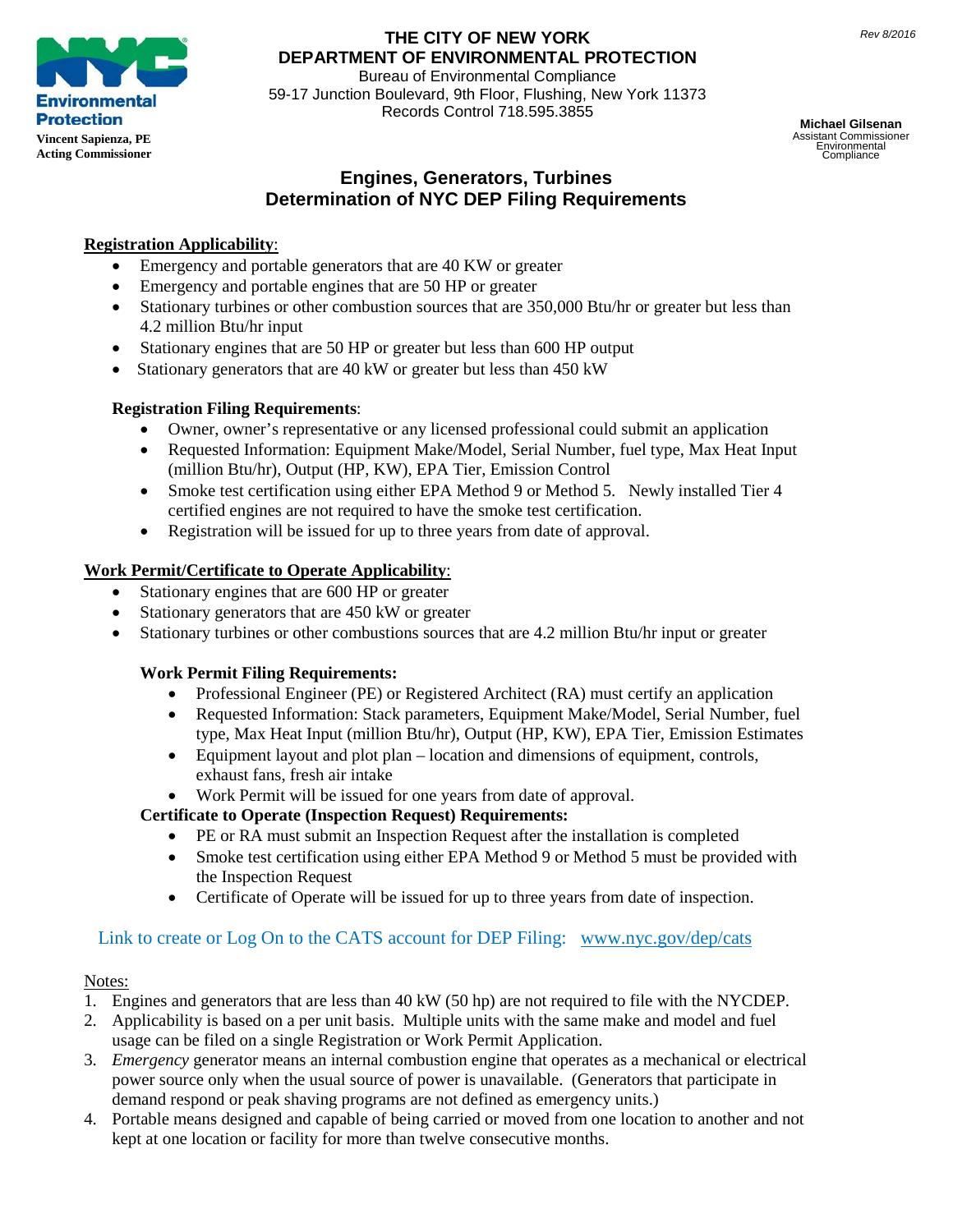Rev 8/2016

**THE CITY OF NEW YORK**
**DEPARTMENT OF ENVIRONMENTAL PROTECTION**
Bureau of Environmental Compliance
59-17 Junction Boulevard, 9th Floor, Flushing, New York 11373
Records Control 718.595.3855

Environmental Protection
**Vincent Sapienza, PE**
**Acting Commissioner**

**Michael Gilsenan**
Assistant Commissioner
Environmental Compliance

# Engines, Generators, Turbines
# Determination of NYC DEP Filing Requirements

**Registration Applicability**:

- Emergency and portable generators that are 40 KW or greater
- Emergency and portable engines that are 50 HP or greater
- Stationary turbines or other combustion sources that are 350,000 Btu/hr or greater but less than 4.2 million Btu/hr input
- Stationary engines that are 50 HP or greater but less than 600 HP output
- Stationary generators that are 40 kW or greater but less than 450 kW

**Registration Filing Requirements**:

- Owner, owner's representative or any licensed professional could submit an application
- Requested Information: Equipment Make/Model, Serial Number, fuel type, Max Heat Input (million Btu/hr), Output (HP, KW), EPA Tier, Emission Control
- Smoke test certification using either EPA Method 9 or Method 5. Newly installed Tier 4 certified engines are not required to have the smoke test certification.
- Registration will be issued for up to three years from date of approval.

**Work Permit/Certificate to Operate Applicability**:

- Stationary engines that are 600 HP or greater
- Stationary generators that are 450 kW or greater
- Stationary turbines or other combustions sources that are 4.2 million Btu/hr input or greater

**Work Permit Filing Requirements:**

- Professional Engineer (PE) or Registered Architect (RA) must certify an application
- Requested Information: Stack parameters, Equipment Make/Model, Serial Number, fuel type, Max Heat Input (million Btu/hr), Output (HP, KW), EPA Tier, Emission Estimates
- Equipment layout and plot plan – location and dimensions of equipment, controls, exhaust fans, fresh air intake
- Work Permit will be issued for one years from date of approval.

**Certificate to Operate (Inspection Request) Requirements:**

- PE or RA must submit an Inspection Request after the installation is completed
- Smoke test certification using either EPA Method 9 or Method 5 must be provided with the Inspection Request
- Certificate of Operate will be issued for up to three years from date of inspection.

Link to create or Log On to the CATS account for DEP Filing: www.nyc.gov/dep/cats

Notes:

1. Engines and generators that are less than 40 kW (50 hp) are not required to file with the NYCDEP.
2. Applicability is based on a per unit basis. Multiple units with the same make and model and fuel usage can be filed on a single Registration or Work Permit Application.
3. *Emergency* generator means an internal combustion engine that operates as a mechanical or electrical power source only when the usual source of power is unavailable. (Generators that participate in demand respond or peak shaving programs are not defined as emergency units.)
4. Portable means designed and capable of being carried or moved from one location to another and not kept at one location or facility for more than twelve consecutive months.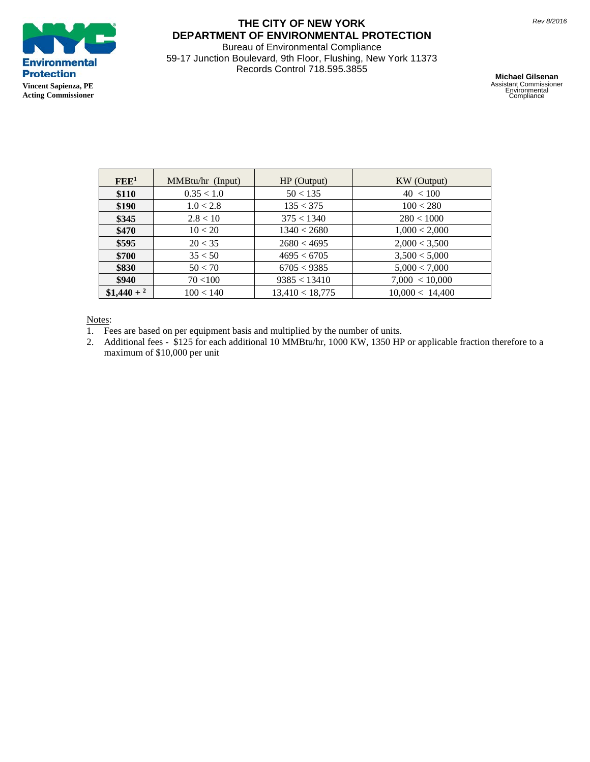# THE CITY OF NEW YORK
# DEPARTMENT OF ENVIRONMENTAL PROTECTION

Bureau of Environmental Compliance
59-17 Junction Boulevard, 9th Floor, Flushing, New York 11373
Records Control 718.595.3855

*Rev 8/2016*

**Environmental Protection**

**Vincent Sapienza, PE**
**Acting Commissioner**

**Michael Gilsenan**
Assistant Commissioner
Environmental
Compliance

| FEE[1] | MMBtu/hr (Input) | HP (Output) | KW (Output) |
|---|---|---|---|
| **$110** | 0.35 < 1.0 | 50 < 135 | 40 < 100 |
| **$190** | 1.0 < 2.8 | 135 < 375 | 100 < 280 |
| **$345** | 2.8 < 10 | 375 < 1340 | 280 < 1000 |
| **$470** | 10 < 20 | 1340 < 2680 | 1,000 < 2,000 |
| **$595** | 20 < 35 | 2680 < 4695 | 2,000 < 3,500 |
| **$700** | 35 < 50 | 4695 < 6705 | 3,500 < 5,000 |
| **$830** | 50 < 70 | 6705 < 9385 | 5,000 < 7,000 |
| **$940** | 70 <100 | 9385 < 13410 | 7,000 < 10,000 |
| **$1,440 +** [2] | 100 < 140 | 13,410 < 18,775 | 10,000 < 14,400 |

Notes:

1. Fees are based on per equipment basis and multiplied by the number of units.
2. Additional fees - $125 for each additional 10 MMBtu/hr, 1000 KW, 1350 HP or applicable fraction therefore to a maximum of $10,000 per unit